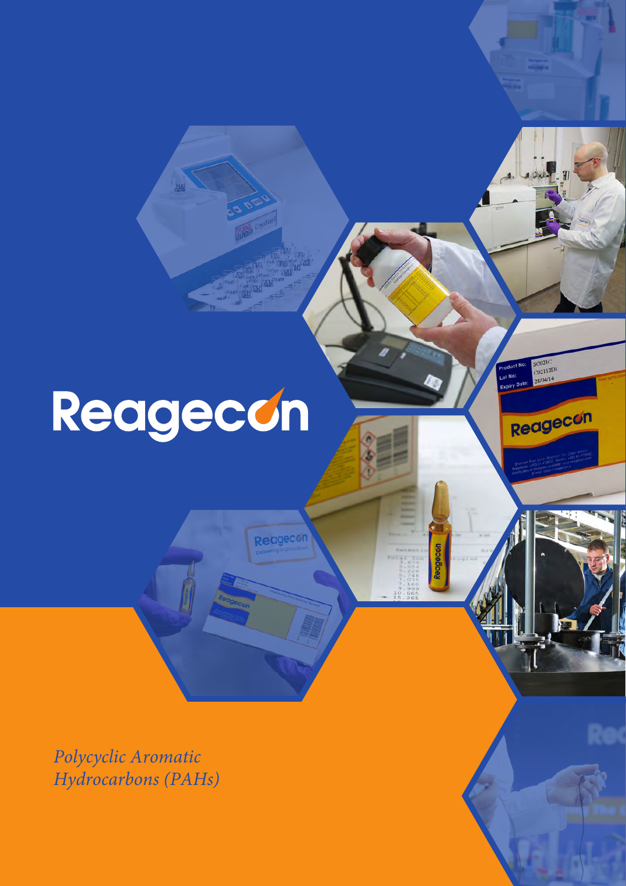# Reagecon

*Polycyclic Aromatic Hydrocarbons (PAHs)*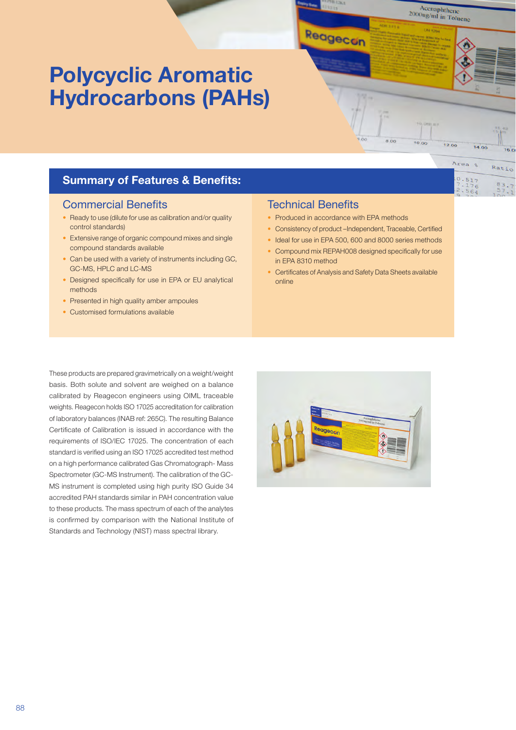# Polycyclic Aromatic Hydrocarbons (PAHs)

## Summary of Features & Benefits:

### Commercial Benefits

- Ready to use (dilute for use as calibration and/or quality control standards)
- Extensive range of organic compound mixes and single compound standards available
- Can be used with a variety of instruments including GC, GC-MS, HPLC and LC-MS
- Designed specifically for use in EPA or EU analytical methods
- Presented in high quality amber ampoules
- Customised formulations available

### Technical Benefits

- Produced in accordance with EPA methods
- Consistency of product –Independent, Traceable, Certified
- Ideal for use in EPA 500, 600 and 8000 series methods
- Compound mix REPAH008 designed specifically for use in EPA 8310 method
- Certificates of Analysis and Safety Data Sheets available online

These products are prepared gravimetrically on a weight/weight basis. Both solute and solvent are weighed on a balance calibrated by Reagecon engineers using OIML traceable weights. Reagecon holds ISO 17025 accreditation for calibration of laboratory balances (INAB ref: 265C). The resulting Balance Certificate of Calibration is issued in accordance with the requirements of ISO/IEC 17025. The concentration of each standard is verified using an ISO 17025 accredited test method on a high performance calibrated Gas Chromatograph- Mass Spectrometer (GC-MS Instrument). The calibration of the GC-MS instrument is completed using high purity ISO Guide 34 accredited PAH standards similar in PAH concentration value to these products. The mass spectrum of each of the analytes is confirmed by comparison with the National Institute of Standards and Technology (NIST) mass spectral library.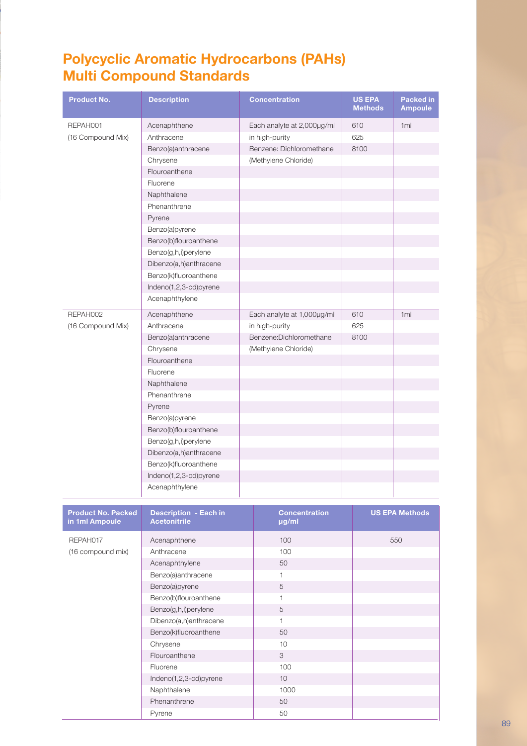# Polycyclic Aromatic Hydrocarbons (PAHs) Multi Compound Standards

| Product No. | Description | Concentration | US EPA Methods | Packed in Ampoule |
|---|---|---|---|---|
| REPAH001 | Acenaphthene | Each analyte at 2,000µg/ml | 610 | 1ml |
| (16 Compound Mix) | Anthracene | in high-purity | 625 | |
| | Benzo(a)anthracene | Benzene: Dichloromethane | 8100 | |
| | Chrysene | (Methylene Chloride) | | |
| | Flouroanthene | | | |
| | Fluorene | | | |
| | Naphthalene | | | |
| | Phenanthrene | | | |
| | Pyrene | | | |
| | Benzo(a)pyrene | | | |
| | Benzo(b)flouroanthene | | | |
| | Benzo(g,h,i)perylene | | | |
| | Dibenzo(a,h)anthracene | | | |
| | Benzo(k)fluoroanthene | | | |
| | Indeno(1,2,3-cd)pyrene | | | |
| | Acenaphthylene | | | |
| REPAH002 | Acenaphthene | Each analyte at 1,000µg/ml | 610 | 1ml |
| (16 Compound Mix) | Anthracene | in high-purity | 625 | |
| | Benzo(a)anthracene | Benzene:Dichloromethane | 8100 | |
| | Chrysene | (Methylene Chloride) | | |
| | Flouroanthene | | | |
| | Fluorene | | | |
| | Naphthalene | | | |
| | Phenanthrene | | | |
| | Pyrene | | | |
| | Benzo(a)pyrene | | | |
| | Benzo(b)flouroanthene | | | |
| | Benzo(g,h,i)perylene | | | |
| | Dibenzo(a,h)anthracene | | | |
| | Benzo(k)fluoroanthene | | | |
| | Indeno(1,2,3-cd)pyrene | | | |
| | Acenaphthylene | | | |

| Product No. Packed in 1ml Ampoule | Description - Each in Acetonitrile | Concentration µg/ml | US EPA Methods |
|---|---|---|---|
| REPAH017 | Acenaphthene | 100 | 550 |
| (16 compound mix) | Anthracene | 100 | |
| | Acenaphthylene | 50 | |
| | Benzo(a)anthracene | 1 | |
| | Benzo(a)pyrene | 5 | |
| | Benzo(b)flouroanthene | 1 | |
| | Benzo(g,h,i)perylene | 5 | |
| | Dibenzo(a,h)anthracene | 1 | |
| | Benzo(k)fluoroanthene | 50 | |
| | Chrysene | 10 | |
| | Flouroanthene | 3 | |
| | Fluorene | 100 | |
| | Indeno(1,2,3-cd)pyrene | 10 | |
| | Naphthalene | 1000 | |
| | Phenanthrene | 50 | |
| | Pyrene | 50 | |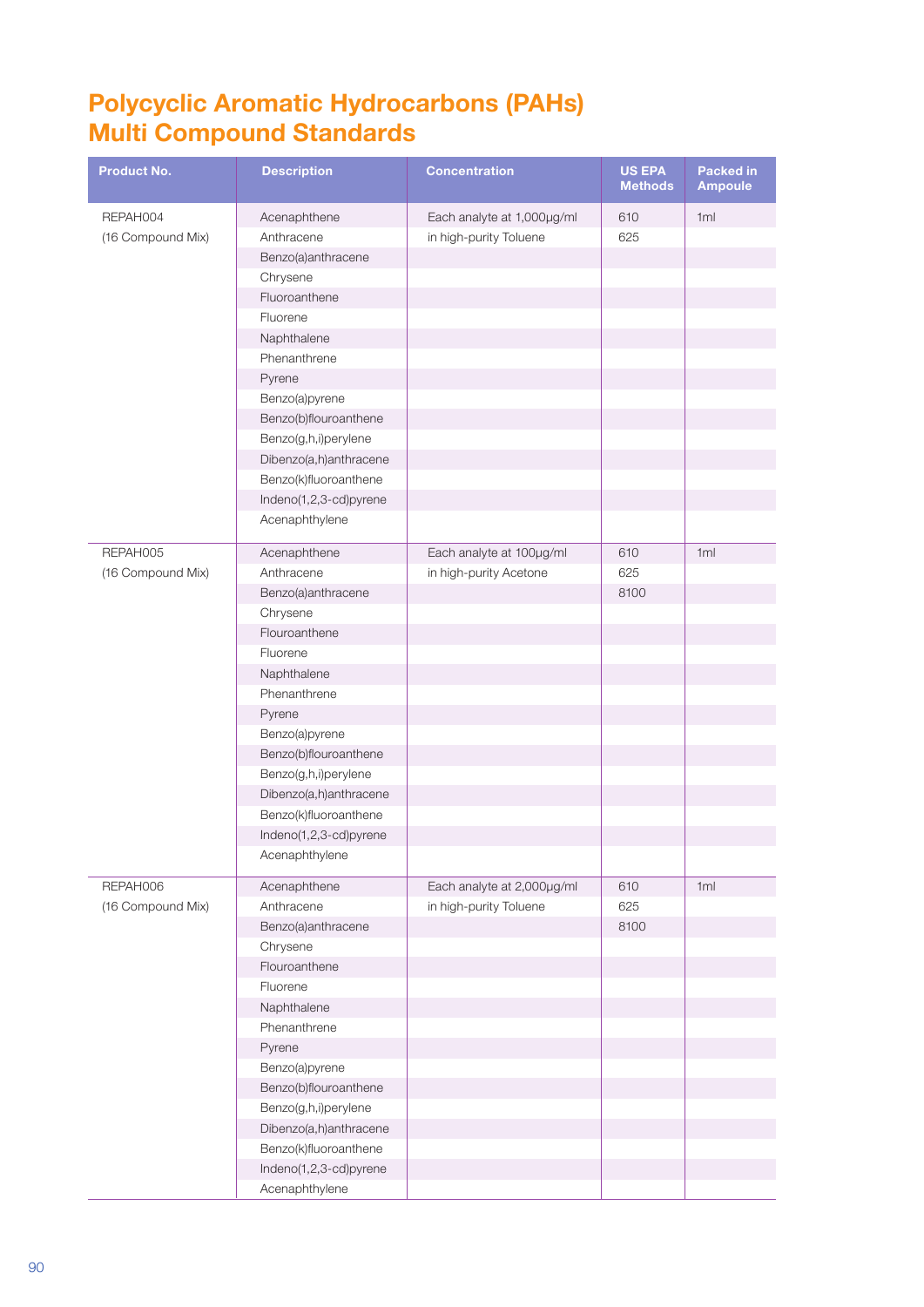# Polycyclic Aromatic Hydrocarbons (PAHs) Multi Compound Standards

| Product No. | Description | Concentration | US EPA Methods | Packed in Ampoule |
|---|---|---|---|---|
| REPAH004 | Acenaphthene | Each analyte at 1,000µg/ml | 610 | 1ml |
| (16 Compound Mix) | Anthracene | in high-purity Toluene | 625 | |
| | Benzo(a)anthracene | | | |
| | Chrysene | | | |
| | Fluoroanthene | | | |
| | Fluorene | | | |
| | Naphthalene | | | |
| | Phenanthrene | | | |
| | Pyrene | | | |
| | Benzo(a)pyrene | | | |
| | Benzo(b)flouroanthene | | | |
| | Benzo(g,h,i)perylene | | | |
| | Dibenzo(a,h)anthracene | | | |
| | Benzo(k)fluoroanthene | | | |
| | Indeno(1,2,3-cd)pyrene | | | |
| | Acenaphthylene | | | |
| REPAH005 | Acenaphthene | Each analyte at 100µg/ml | 610 | 1ml |
| (16 Compound Mix) | Anthracene | in high-purity Acetone | 625 | |
| | Benzo(a)anthracene | | 8100 | |
| | Chrysene | | | |
| | Flouroanthene | | | |
| | Fluorene | | | |
| | Naphthalene | | | |
| | Phenanthrene | | | |
| | Pyrene | | | |
| | Benzo(a)pyrene | | | |
| | Benzo(b)flouroanthene | | | |
| | Benzo(g,h,i)perylene | | | |
| | Dibenzo(a,h)anthracene | | | |
| | Benzo(k)fluoroanthene | | | |
| | Indeno(1,2,3-cd)pyrene | | | |
| | Acenaphthylene | | | |
| REPAH006 | Acenaphthene | Each analyte at 2,000µg/ml | 610 | 1ml |
| (16 Compound Mix) | Anthracene | in high-purity Toluene | 625 | |
| | Benzo(a)anthracene | | 8100 | |
| | Chrysene | | | |
| | Flouroanthene | | | |
| | Fluorene | | | |
| | Naphthalene | | | |
| | Phenanthrene | | | |
| | Pyrene | | | |
| | Benzo(a)pyrene | | | |
| | Benzo(b)flouroanthene | | | |
| | Benzo(g,h,i)perylene | | | |
| | Dibenzo(a,h)anthracene | | | |
| | Benzo(k)fluoroanthene | | | |
| | Indeno(1,2,3-cd)pyrene | | | |
| | Acenaphthylene | | | |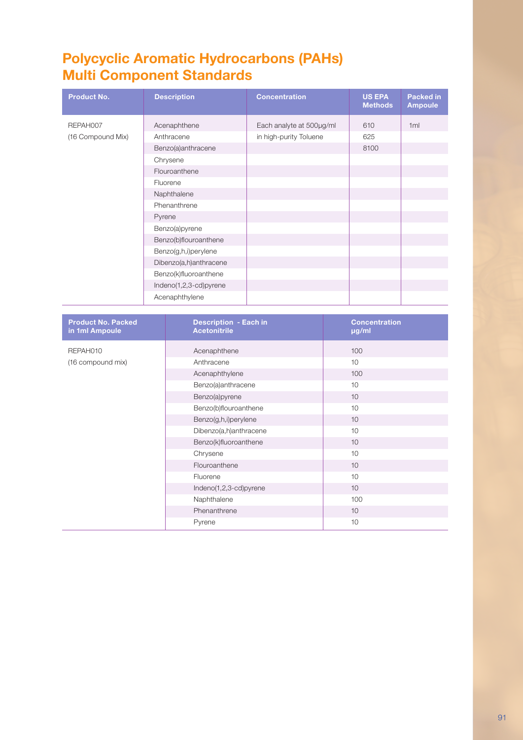# Polycyclic Aromatic Hydrocarbons (PAHs) Multi Component Standards

| Product No. | Description | Concentration | US EPA Methods | Packed in Ampoule |
|---|---|---|---|---|
| REPAH007 | Acenaphthene | Each analyte at 500µg/ml | 610 | 1ml |
| (16 Compound Mix) | Anthracene | in high-purity Toluene | 625 | |
| | Benzo(a)anthracene | | 8100 | |
| | Chrysene | | | |
| | Flouroanthene | | | |
| | Fluorene | | | |
| | Naphthalene | | | |
| | Phenanthrene | | | |
| | Pyrene | | | |
| | Benzo(a)pyrene | | | |
| | Benzo(b)flouroanthene | | | |
| | Benzo(g,h,i)perylene | | | |
| | Dibenzo(a,h)anthracene | | | |
| | Benzo(k)fluoroanthene | | | |
| | Indeno(1,2,3-cd)pyrene | | | |
| | Acenaphthylene | | | |

| Product No. Packed in 1ml Ampoule | Description - Each in Acetonitrile | Concentration µg/ml |
|---|---|---|
| REPAH010 | Acenaphthene | 100 |
| (16 compound mix) | Anthracene | 10 |
| | Acenaphthylene | 100 |
| | Benzo(a)anthracene | 10 |
| | Benzo(a)pyrene | 10 |
| | Benzo(b)flouroanthene | 10 |
| | Benzo(g,h,i)perylene | 10 |
| | Dibenzo(a,h)anthracene | 10 |
| | Benzo(k)fluoroanthene | 10 |
| | Chrysene | 10 |
| | Flouroanthene | 10 |
| | Fluorene | 10 |
| | Indeno(1,2,3-cd)pyrene | 10 |
| | Naphthalene | 100 |
| | Phenanthrene | 10 |
| | Pyrene | 10 |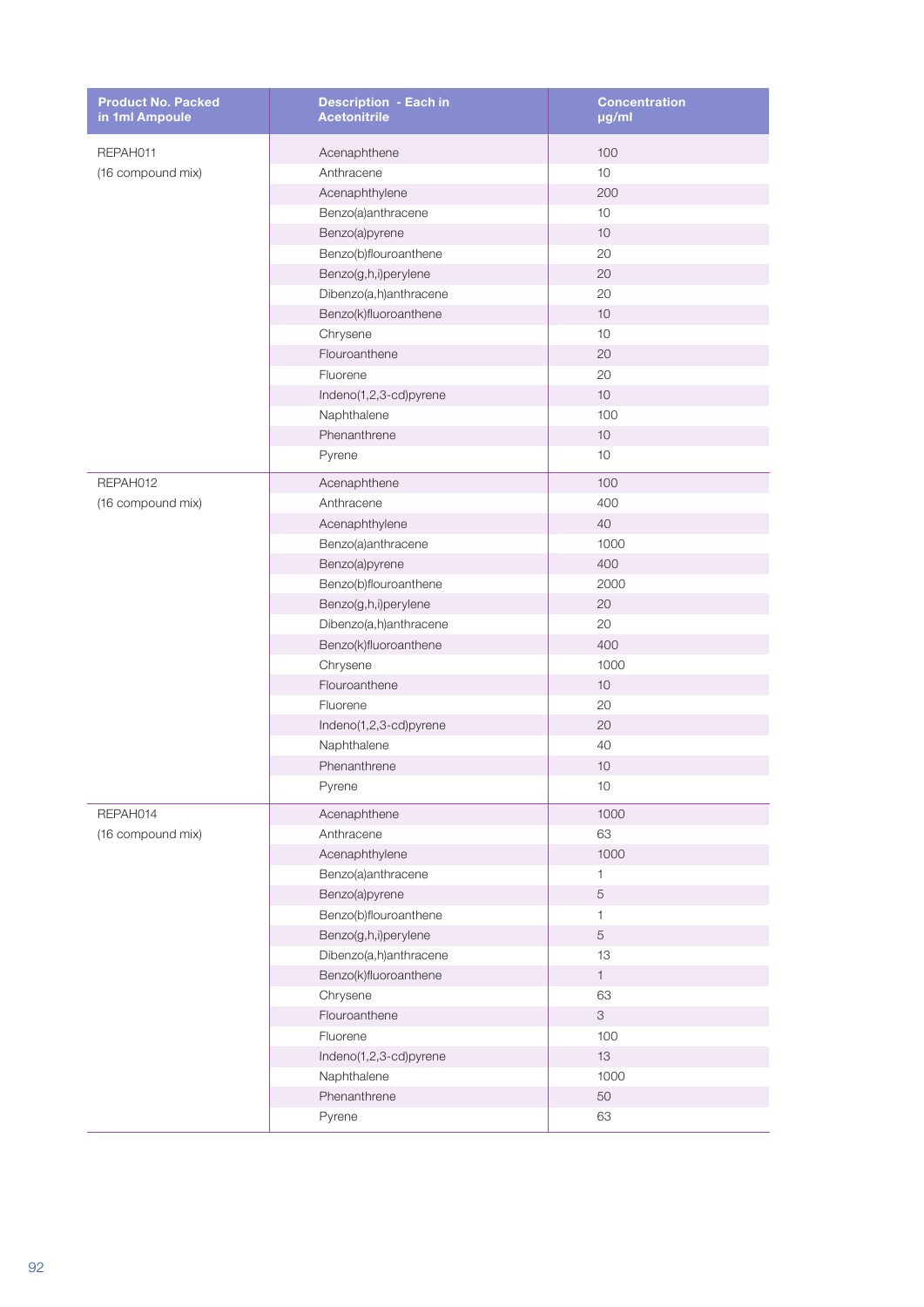| Product No. Packed in 1ml Ampoule | Description - Each in Acetonitrile | Concentration µg/ml |
|---|---|---|
| REPAH011 (16 compound mix) | Acenaphthene | 100 |
| | Anthracene | 10 |
| | Acenaphthylene | 200 |
| | Benzo(a)anthracene | 10 |
| | Benzo(a)pyrene | 10 |
| | Benzo(b)flouroanthene | 20 |
| | Benzo(g,h,i)perylene | 20 |
| | Dibenzo(a,h)anthracene | 20 |
| | Benzo(k)fluoroanthene | 10 |
| | Chrysene | 10 |
| | Flouroanthene | 20 |
| | Fluorene | 20 |
| | Indeno(1,2,3-cd)pyrene | 10 |
| | Naphthalene | 100 |
| | Phenanthrene | 10 |
| | Pyrene | 10 |
| REPAH012 (16 compound mix) | Acenaphthene | 100 |
| | Anthracene | 400 |
| | Acenaphthylene | 40 |
| | Benzo(a)anthracene | 1000 |
| | Benzo(a)pyrene | 400 |
| | Benzo(b)flouroanthene | 2000 |
| | Benzo(g,h,i)perylene | 20 |
| | Dibenzo(a,h)anthracene | 20 |
| | Benzo(k)fluoroanthene | 400 |
| | Chrysene | 1000 |
| | Flouroanthene | 10 |
| | Fluorene | 20 |
| | Indeno(1,2,3-cd)pyrene | 20 |
| | Naphthalene | 40 |
| | Phenanthrene | 10 |
| | Pyrene | 10 |
| REPAH014 (16 compound mix) | Acenaphthene | 1000 |
| | Anthracene | 63 |
| | Acenaphthylene | 1000 |
| | Benzo(a)anthracene | 1 |
| | Benzo(a)pyrene | 5 |
| | Benzo(b)flouroanthene | 1 |
| | Benzo(g,h,i)perylene | 5 |
| | Dibenzo(a,h)anthracene | 13 |
| | Benzo(k)fluoroanthene | 1 |
| | Chrysene | 63 |
| | Flouroanthene | 3 |
| | Fluorene | 100 |
| | Indeno(1,2,3-cd)pyrene | 13 |
| | Naphthalene | 1000 |
| | Phenanthrene | 50 |
| | Pyrene | 63 |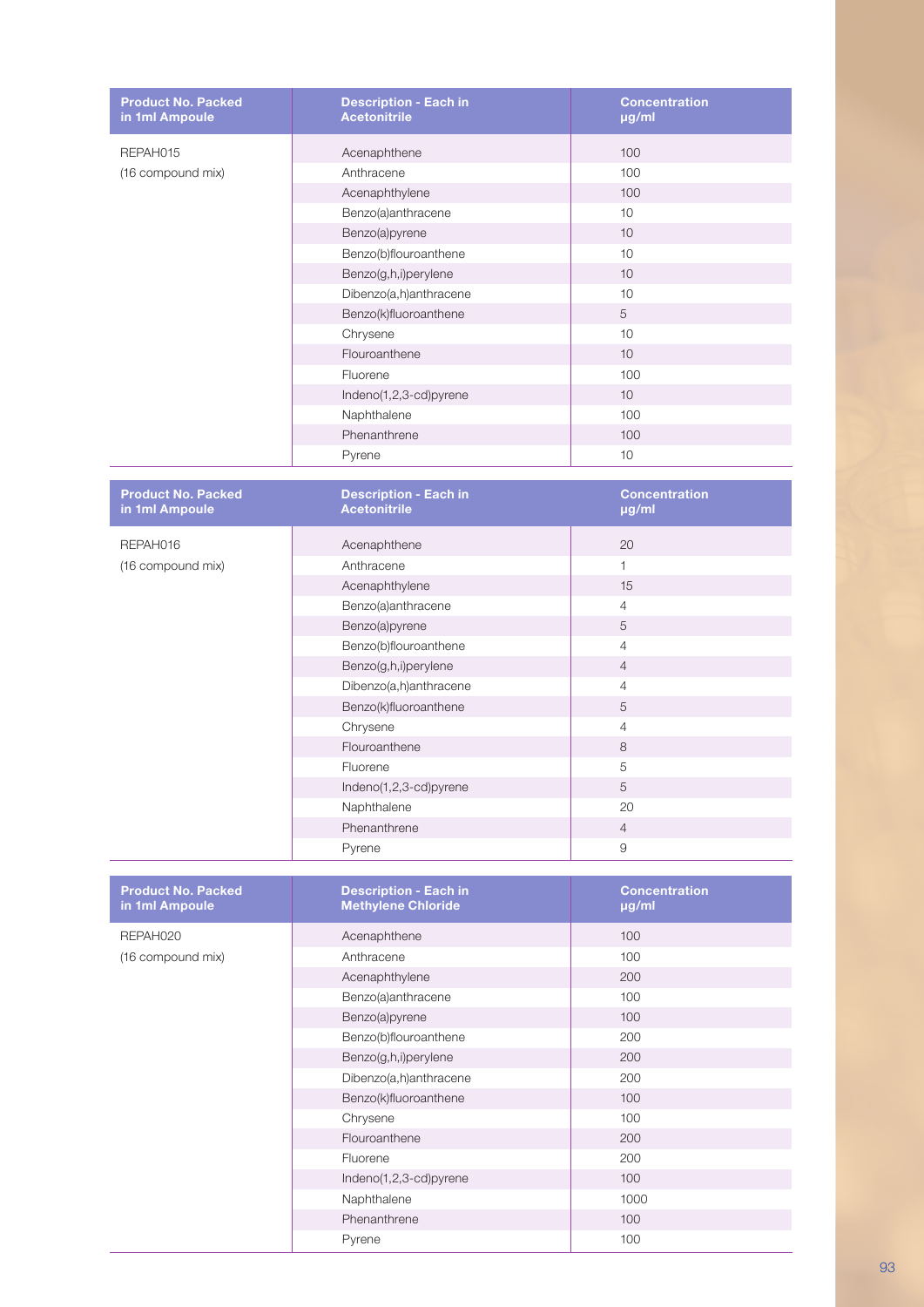| Product No. Packed in 1ml Ampoule | Description - Each in Acetonitrile | Concentration µg/ml |
|---|---|---|
| REPAH015 | Acenaphthene | 100 |
| (16 compound mix) | Anthracene | 100 |
| | Acenaphthylene | 100 |
| | Benzo(a)anthracene | 10 |
| | Benzo(a)pyrene | 10 |
| | Benzo(b)flouroanthene | 10 |
| | Benzo(g,h,i)perylene | 10 |
| | Dibenzo(a,h)anthracene | 10 |
| | Benzo(k)fluoroanthene | 5 |
| | Chrysene | 10 |
| | Flouroanthene | 10 |
| | Fluorene | 100 |
| | Indeno(1,2,3-cd)pyrene | 10 |
| | Naphthalene | 100 |
| | Phenanthrene | 100 |
| | Pyrene | 10 |

| Product No. Packed in 1ml Ampoule | Description - Each in Acetonitrile | Concentration µg/ml |
|---|---|---|
| REPAH016 | Acenaphthene | 20 |
| (16 compound mix) | Anthracene | 1 |
| | Acenaphthylene | 15 |
| | Benzo(a)anthracene | 4 |
| | Benzo(a)pyrene | 5 |
| | Benzo(b)flouroanthene | 4 |
| | Benzo(g,h,i)perylene | 4 |
| | Dibenzo(a,h)anthracene | 4 |
| | Benzo(k)fluoroanthene | 5 |
| | Chrysene | 4 |
| | Flouroanthene | 8 |
| | Fluorene | 5 |
| | Indeno(1,2,3-cd)pyrene | 5 |
| | Naphthalene | 20 |
| | Phenanthrene | 4 |
| | Pyrene | 9 |

| Product No. Packed in 1ml Ampoule | Description - Each in Methylene Chloride | Concentration µg/ml |
|---|---|---|
| REPAH020 | Acenaphthene | 100 |
| (16 compound mix) | Anthracene | 100 |
| | Acenaphthylene | 200 |
| | Benzo(a)anthracene | 100 |
| | Benzo(a)pyrene | 100 |
| | Benzo(b)flouroanthene | 200 |
| | Benzo(g,h,i)perylene | 200 |
| | Dibenzo(a,h)anthracene | 200 |
| | Benzo(k)fluoroanthene | 100 |
| | Chrysene | 100 |
| | Flouroanthene | 200 |
| | Fluorene | 200 |
| | Indeno(1,2,3-cd)pyrene | 100 |
| | Naphthalene | 1000 |
| | Phenanthrene | 100 |
| | Pyrene | 100 |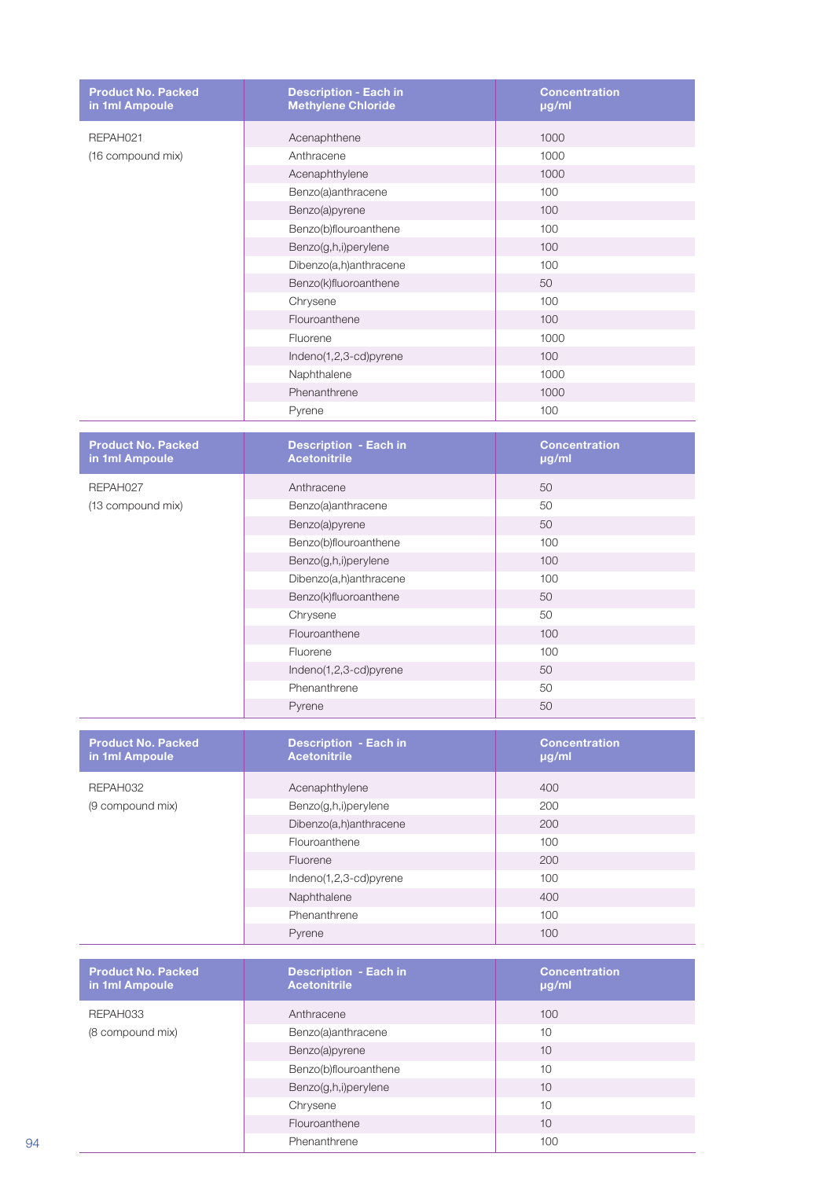| Product No. Packed in 1ml Ampoule | Description - Each in Methylene Chloride | Concentration µg/ml |
|---|---|---|
| REPAH021 | Acenaphthene | 1000 |
| (16 compound mix) | Anthracene | 1000 |
| | Acenaphthylene | 1000 |
| | Benzo(a)anthracene | 100 |
| | Benzo(a)pyrene | 100 |
| | Benzo(b)flouroanthene | 100 |
| | Benzo(g,h,i)perylene | 100 |
| | Dibenzo(a,h)anthracene | 100 |
| | Benzo(k)fluoroanthene | 50 |
| | Chrysene | 100 |
| | Flouroanthene | 100 |
| | Fluorene | 1000 |
| | Indeno(1,2,3-cd)pyrene | 100 |
| | Naphthalene | 1000 |
| | Phenanthrene | 1000 |
| | Pyrene | 100 |

| Product No. Packed in 1ml Ampoule | Description - Each in Acetonitrile | Concentration µg/ml |
|---|---|---|
| REPAH027 | Anthracene | 50 |
| (13 compound mix) | Benzo(a)anthracene | 50 |
| | Benzo(a)pyrene | 50 |
| | Benzo(b)flouroanthene | 100 |
| | Benzo(g,h,i)perylene | 100 |
| | Dibenzo(a,h)anthracene | 100 |
| | Benzo(k)fluoroanthene | 50 |
| | Chrysene | 50 |
| | Flouroanthene | 100 |
| | Fluorene | 100 |
| | Indeno(1,2,3-cd)pyrene | 50 |
| | Phenanthrene | 50 |
| | Pyrene | 50 |

| Product No. Packed in 1ml Ampoule | Description - Each in Acetonitrile | Concentration µg/ml |
|---|---|---|
| REPAH032 | Acenaphthylene | 400 |
| (9 compound mix) | Benzo(g,h,i)perylene | 200 |
| | Dibenzo(a,h)anthracene | 200 |
| | Flouroanthene | 100 |
| | Fluorene | 200 |
| | Indeno(1,2,3-cd)pyrene | 100 |
| | Naphthalene | 400 |
| | Phenanthrene | 100 |
| | Pyrene | 100 |

| Product No. Packed in 1ml Ampoule | Description - Each in Acetonitrile | Concentration µg/ml |
|---|---|---|
| REPAH033 | Anthracene | 100 |
| (8 compound mix) | Benzo(a)anthracene | 10 |
| | Benzo(a)pyrene | 10 |
| | Benzo(b)flouroanthene | 10 |
| | Benzo(g,h,i)perylene | 10 |
| | Chrysene | 10 |
| | Flouroanthene | 10 |
| | Phenanthrene | 100 |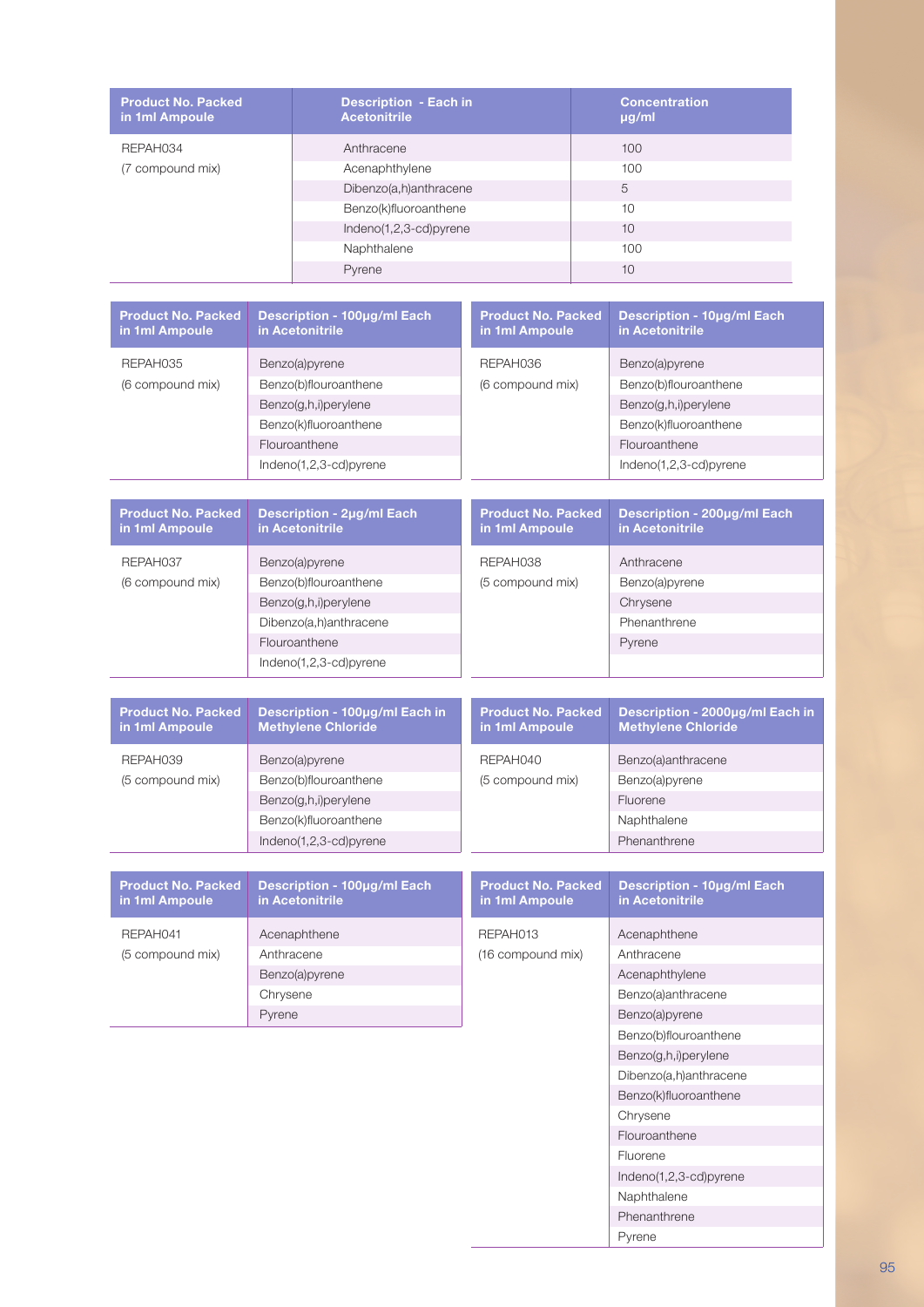| Product No. Packed in 1ml Ampoule | Description - Each in Acetonitrile | Concentration µg/ml |
|---|---|---|
| REPAH034 | Anthracene | 100 |
| (7 compound mix) | Acenaphthylene | 100 |
| | Dibenzo(a,h)anthracene | 5 |
| | Benzo(k)fluoroanthene | 10 |
| | Indeno(1,2,3-cd)pyrene | 10 |
| | Naphthalene | 100 |
| | Pyrene | 10 |

| Product No. Packed in 1ml Ampoule | Description - 100µg/ml Each in Acetonitrile |
|---|---|
| REPAH035 | Benzo(a)pyrene |
| (6 compound mix) | Benzo(b)flouroanthene |
| | Benzo(g,h,i)perylene |
| | Benzo(k)fluoroanthene |
| | Flouroanthene |
| | Indeno(1,2,3-cd)pyrene |

| Product No. Packed in 1ml Ampoule | Description - 10µg/ml Each in Acetonitrile |
|---|---|
| REPAH036 | Benzo(a)pyrene |
| (6 compound mix) | Benzo(b)flouroanthene |
| | Benzo(g,h,i)perylene |
| | Benzo(k)fluoroanthene |
| | Flouroanthene |
| | Indeno(1,2,3-cd)pyrene |

| Product No. Packed in 1ml Ampoule | Description - 2µg/ml Each in Acetonitrile |
|---|---|
| REPAH037 | Benzo(a)pyrene |
| (6 compound mix) | Benzo(b)flouroanthene |
| | Benzo(g,h,i)perylene |
| | Dibenzo(a,h)anthracene |
| | Flouroanthene |
| | Indeno(1,2,3-cd)pyrene |

| Product No. Packed in 1ml Ampoule | Description - 200µg/ml Each in Acetonitrile |
|---|---|
| REPAH038 | Anthracene |
| (5 compound mix) | Benzo(a)pyrene |
| | Chrysene |
| | Phenanthrene |
| | Pyrene |

| Product No. Packed in 1ml Ampoule | Description - 100µg/ml Each in Methylene Chloride |
|---|---|
| REPAH039 | Benzo(a)pyrene |
| (5 compound mix) | Benzo(b)flouroanthene |
| | Benzo(g,h,i)perylene |
| | Benzo(k)fluoroanthene |
| | Indeno(1,2,3-cd)pyrene |

| Product No. Packed in 1ml Ampoule | Description - 2000µg/ml Each in Methylene Chloride |
|---|---|
| REPAH040 | Benzo(a)anthracene |
| (5 compound mix) | Benzo(a)pyrene |
| | Fluorene |
| | Naphthalene |
| | Phenanthrene |

| Product No. Packed in 1ml Ampoule | Description - 100µg/ml Each in Acetonitrile |
|---|---|
| REPAH041 | Acenaphthene |
| (5 compound mix) | Anthracene |
| | Benzo(a)pyrene |
| | Chrysene |
| | Pyrene |

| Product No. Packed in 1ml Ampoule | Description - 10µg/ml Each in Acetonitrile |
|---|---|
| REPAH013 | Acenaphthene |
| (16 compound mix) | Anthracene |
| | Acenaphthylene |
| | Benzo(a)anthracene |
| | Benzo(a)pyrene |
| | Benzo(b)flouroanthene |
| | Benzo(g,h,i)perylene |
| | Dibenzo(a,h)anthracene |
| | Benzo(k)fluoroanthene |
| | Chrysene |
| | Flouroanthene |
| | Fluorene |
| | Indeno(1,2,3-cd)pyrene |
| | Naphthalene |
| | Phenanthrene |
| | Pyrene |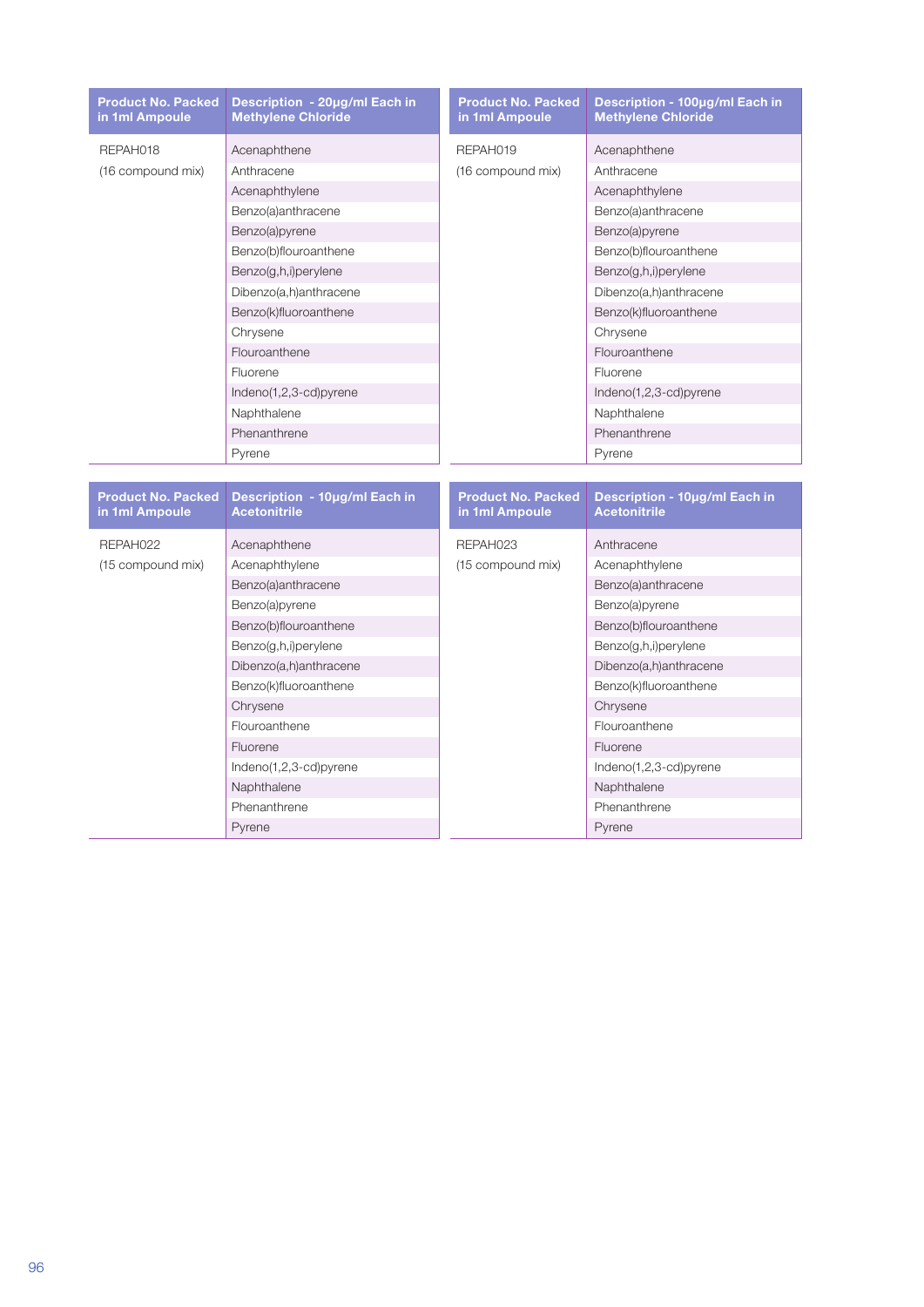| Product No. Packed in 1ml Ampoule | Description - 20µg/ml Each in Methylene Chloride |
|---|---|
| REPAH018 | Acenaphthene |
| (16 compound mix) | Anthracene |
| | Acenaphthylene |
| | Benzo(a)anthracene |
| | Benzo(a)pyrene |
| | Benzo(b)flouroanthene |
| | Benzo(g,h,i)perylene |
| | Dibenzo(a,h)anthracene |
| | Benzo(k)fluoroanthene |
| | Chrysene |
| | Flouroanthene |
| | Fluorene |
| | Indeno(1,2,3-cd)pyrene |
| | Naphthalene |
| | Phenanthrene |
| | Pyrene |

| Product No. Packed in 1ml Ampoule | Description - 100µg/ml Each in Methylene Chloride |
|---|---|
| REPAH019 | Acenaphthene |
| (16 compound mix) | Anthracene |
| | Acenaphthylene |
| | Benzo(a)anthracene |
| | Benzo(a)pyrene |
| | Benzo(b)flouroanthene |
| | Benzo(g,h,i)perylene |
| | Dibenzo(a,h)anthracene |
| | Benzo(k)fluoroanthene |
| | Chrysene |
| | Flouroanthene |
| | Fluorene |
| | Indeno(1,2,3-cd)pyrene |
| | Naphthalene |
| | Phenanthrene |
| | Pyrene |

| Product No. Packed in 1ml Ampoule | Description - 10µg/ml Each in Acetonitrile |
|---|---|
| REPAH022 | Acenaphthene |
| (15 compound mix) | Acenaphthylene |
| | Benzo(a)anthracene |
| | Benzo(a)pyrene |
| | Benzo(b)flouroanthene |
| | Benzo(g,h,i)perylene |
| | Dibenzo(a,h)anthracene |
| | Benzo(k)fluoroanthene |
| | Chrysene |
| | Flouroanthene |
| | Fluorene |
| | Indeno(1,2,3-cd)pyrene |
| | Naphthalene |
| | Phenanthrene |
| | Pyrene |

| Product No. Packed in 1ml Ampoule | Description - 10µg/ml Each in Acetonitrile |
|---|---|
| REPAH023 | Anthracene |
| (15 compound mix) | Acenaphthylene |
| | Benzo(a)anthracene |
| | Benzo(a)pyrene |
| | Benzo(b)flouroanthene |
| | Benzo(g,h,i)perylene |
| | Dibenzo(a,h)anthracene |
| | Benzo(k)fluoroanthene |
| | Chrysene |
| | Flouroanthene |
| | Fluorene |
| | Indeno(1,2,3-cd)pyrene |
| | Naphthalene |
| | Phenanthrene |
| | Pyrene |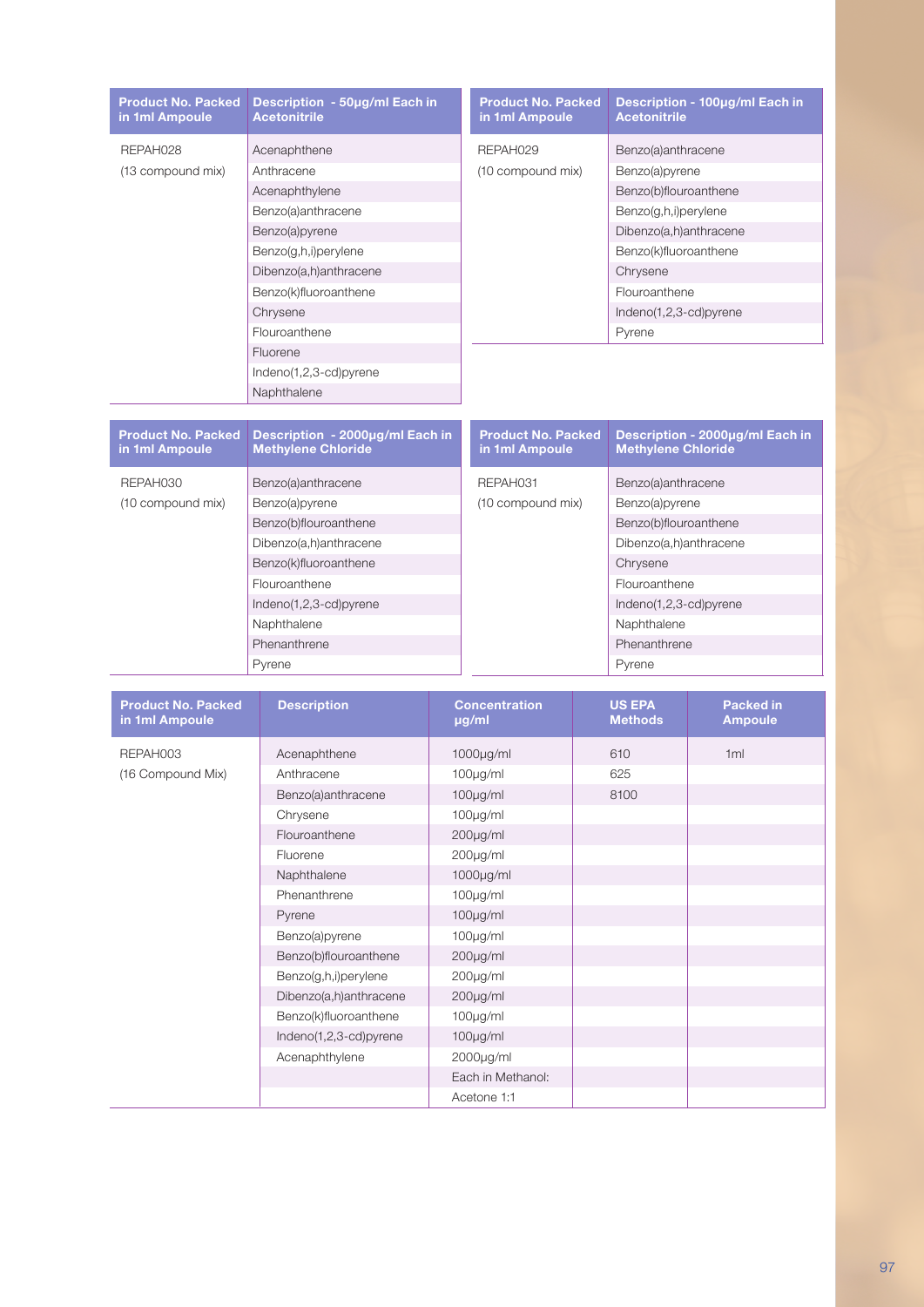| Product No. Packed in 1ml Ampoule | Description - 50µg/ml Each in Acetonitrile |
|---|---|
| REPAH028 | Acenaphthene |
| (13 compound mix) | Anthracene |
| | Acenaphthylene |
| | Benzo(a)anthracene |
| | Benzo(a)pyrene |
| | Benzo(g,h,i)perylene |
| | Dibenzo(a,h)anthracene |
| | Benzo(k)fluoroanthene |
| | Chrysene |
| | Flouroanthene |
| | Fluorene |
| | Indeno(1,2,3-cd)pyrene |
| | Naphthalene |

| Product No. Packed in 1ml Ampoule | Description - 100µg/ml Each in Acetonitrile |
|---|---|
| REPAH029 | Benzo(a)anthracene |
| (10 compound mix) | Benzo(a)pyrene |
| | Benzo(b)flouroanthene |
| | Benzo(g,h,i)perylene |
| | Dibenzo(a,h)anthracene |
| | Benzo(k)fluoroanthene |
| | Chrysene |
| | Flouroanthene |
| | Indeno(1,2,3-cd)pyrene |
| | Pyrene |

| Product No. Packed in 1ml Ampoule | Description - 2000µg/ml Each in Methylene Chloride |
|---|---|
| REPAH030 | Benzo(a)anthracene |
| (10 compound mix) | Benzo(a)pyrene |
| | Benzo(b)flouroanthene |
| | Dibenzo(a,h)anthracene |
| | Benzo(k)fluoroanthene |
| | Flouroanthene |
| | Indeno(1,2,3-cd)pyrene |
| | Naphthalene |
| | Phenanthrene |
| | Pyrene |

| Product No. Packed in 1ml Ampoule | Description - 2000µg/ml Each in Methylene Chloride |
|---|---|
| REPAH031 | Benzo(a)anthracene |
| (10 compound mix) | Benzo(a)pyrene |
| | Benzo(b)flouroanthene |
| | Dibenzo(a,h)anthracene |
| | Chrysene |
| | Flouroanthene |
| | Indeno(1,2,3-cd)pyrene |
| | Naphthalene |
| | Phenanthrene |
| | Pyrene |

| Product No. Packed in 1ml Ampoule | Description | Concentration µg/ml | US EPA Methods | Packed in Ampoule |
|---|---|---|---|---|
| REPAH003 | Acenaphthene | 1000µg/ml | 610 | 1ml |
| (16 Compound Mix) | Anthracene | 100µg/ml | 625 | |
| | Benzo(a)anthracene | 100µg/ml | 8100 | |
| | Chrysene | 100µg/ml | | |
| | Flouroanthene | 200µg/ml | | |
| | Fluorene | 200µg/ml | | |
| | Naphthalene | 1000µg/ml | | |
| | Phenanthrene | 100µg/ml | | |
| | Pyrene | 100µg/ml | | |
| | Benzo(a)pyrene | 100µg/ml | | |
| | Benzo(b)flouroanthene | 200µg/ml | | |
| | Benzo(g,h,i)perylene | 200µg/ml | | |
| | Dibenzo(a,h)anthracene | 200µg/ml | | |
| | Benzo(k)fluoroanthene | 100µg/ml | | |
| | Indeno(1,2,3-cd)pyrene | 100µg/ml | | |
| | Acenaphthylene | 2000µg/ml | | |
| | | Each in Methanol: | | |
| | | Acetone 1:1 | | |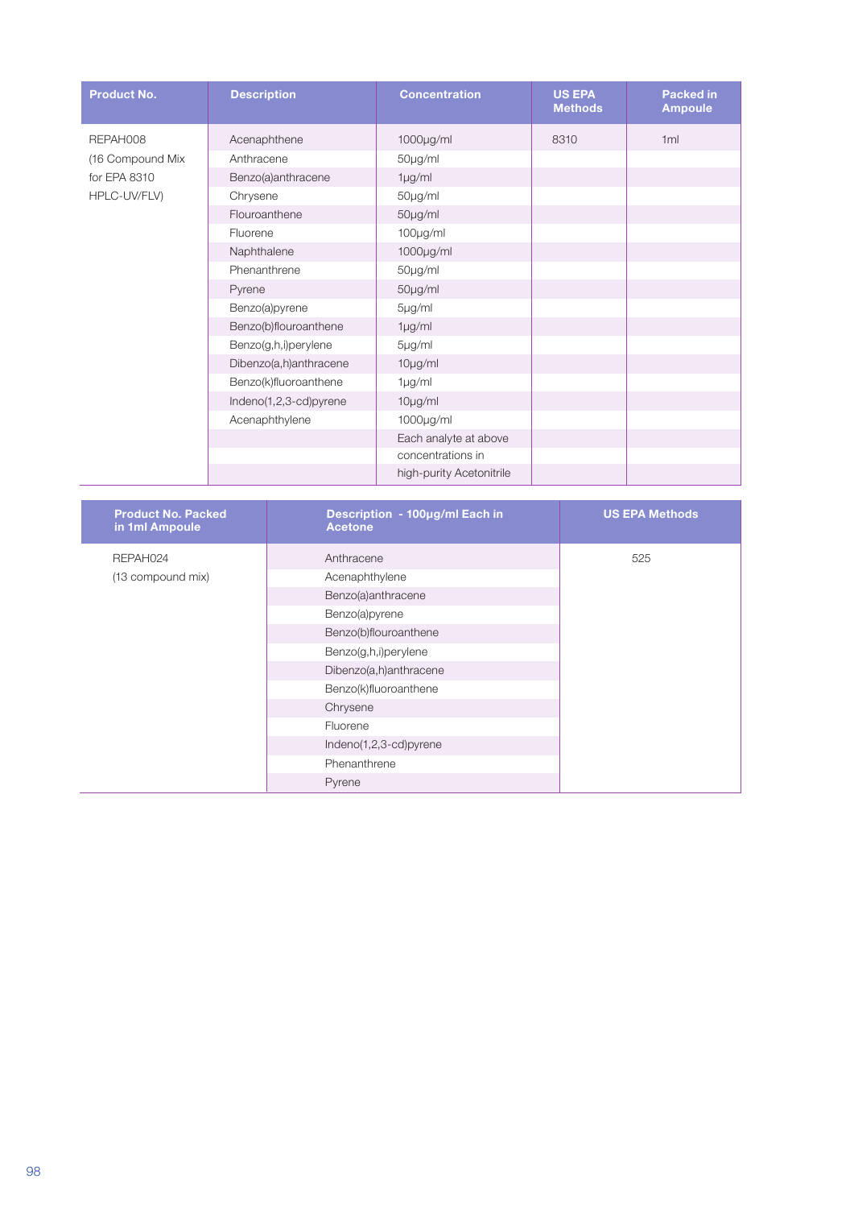| Product No. | Description | Concentration | US EPA Methods | Packed in Ampoule |
|---|---|---|---|---|
| REPAH008 (16 Compound Mix for EPA 8310 HPLC-UV/FLV) | Acenaphthene | 1000µg/ml | 8310 | 1ml |
| | Anthracene | 50µg/ml | | |
| | Benzo(a)anthracene | 1µg/ml | | |
| | Chrysene | 50µg/ml | | |
| | Flouroanthene | 50µg/ml | | |
| | Fluorene | 100µg/ml | | |
| | Naphthalene | 1000µg/ml | | |
| | Phenanthrene | 50µg/ml | | |
| | Pyrene | 50µg/ml | | |
| | Benzo(a)pyrene | 5µg/ml | | |
| | Benzo(b)flouroanthene | 1µg/ml | | |
| | Benzo(g,h,i)perylene | 5µg/ml | | |
| | Dibenzo(a,h)anthracene | 10µg/ml | | |
| | Benzo(k)fluoroanthene | 1µg/ml | | |
| | Indeno(1,2,3-cd)pyrene | 10µg/ml | | |
| | Acenaphthylene | 1000µg/ml | | |
| | | Each analyte at above concentrations in high-purity Acetonitrile | | |

| Product No. Packed in 1ml Ampoule | Description - 100µg/ml Each in Acetone | US EPA Methods |
|---|---|---|
| REPAH024 (13 compound mix) | Anthracene | 525 |
| | Acenaphthylene | |
| | Benzo(a)anthracene | |
| | Benzo(a)pyrene | |
| | Benzo(b)flouroanthene | |
| | Benzo(g,h,i)perylene | |
| | Dibenzo(a,h)anthracene | |
| | Benzo(k)fluoroanthene | |
| | Chrysene | |
| | Fluorene | |
| | Indeno(1,2,3-cd)pyrene | |
| | Phenanthrene | |
| | Pyrene | |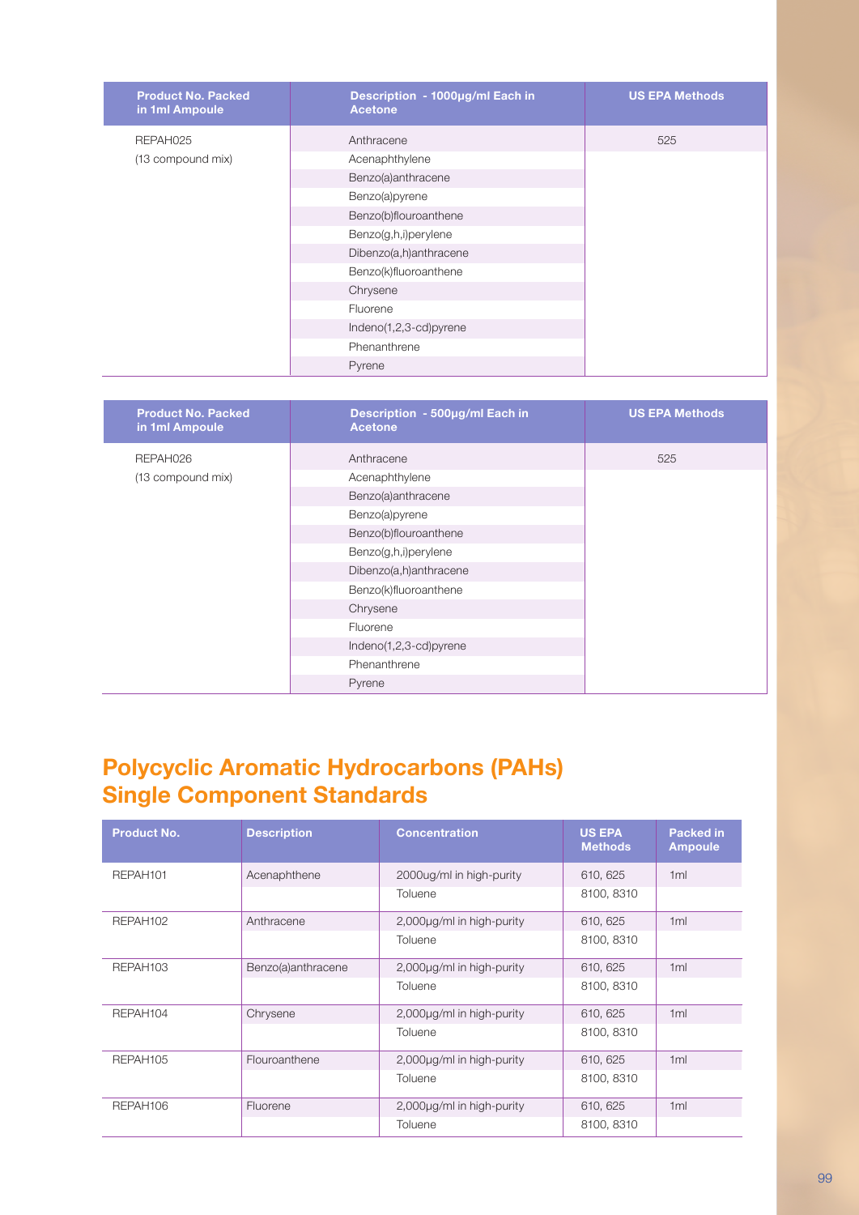| Product No. Packed in 1ml Ampoule | Description - 1000µg/ml Each in Acetone | US EPA Methods |
|---|---|---|
| REPAH025 | Anthracene | 525 |
| (13 compound mix) | Acenaphthylene | |
| | Benzo(a)anthracene | |
| | Benzo(a)pyrene | |
| | Benzo(b)flouroanthene | |
| | Benzo(g,h,i)perylene | |
| | Dibenzo(a,h)anthracene | |
| | Benzo(k)fluoroanthene | |
| | Chrysene | |
| | Fluorene | |
| | Indeno(1,2,3-cd)pyrene | |
| | Phenanthrene | |
| | Pyrene | |

| Product No. Packed in 1ml Ampoule | Description - 500µg/ml Each in Acetone | US EPA Methods |
|---|---|---|
| REPAH026 | Anthracene | 525 |
| (13 compound mix) | Acenaphthylene | |
| | Benzo(a)anthracene | |
| | Benzo(a)pyrene | |
| | Benzo(b)flouroanthene | |
| | Benzo(g,h,i)perylene | |
| | Dibenzo(a,h)anthracene | |
| | Benzo(k)fluoroanthene | |
| | Chrysene | |
| | Fluorene | |
| | Indeno(1,2,3-cd)pyrene | |
| | Phenanthrene | |
| | Pyrene | |

# Polycyclic Aromatic Hydrocarbons (PAHs) Single Component Standards

| Product No. | Description | Concentration | US EPA Methods | Packed in Ampoule |
|---|---|---|---|---|
| REPAH101 | Acenaphthene | 2000ug/ml in high-purity Toluene | 610, 625 8100, 8310 | 1ml |
| REPAH102 | Anthracene | 2,000µg/ml in high-purity Toluene | 610, 625 8100, 8310 | 1ml |
| REPAH103 | Benzo(a)anthracene | 2,000µg/ml in high-purity Toluene | 610, 625 8100, 8310 | 1ml |
| REPAH104 | Chrysene | 2,000µg/ml in high-purity Toluene | 610, 625 8100, 8310 | 1ml |
| REPAH105 | Flouroanthene | 2,000µg/ml in high-purity Toluene | 610, 625 8100, 8310 | 1ml |
| REPAH106 | Fluorene | 2,000µg/ml in high-purity Toluene | 610, 625 8100, 8310 | 1ml |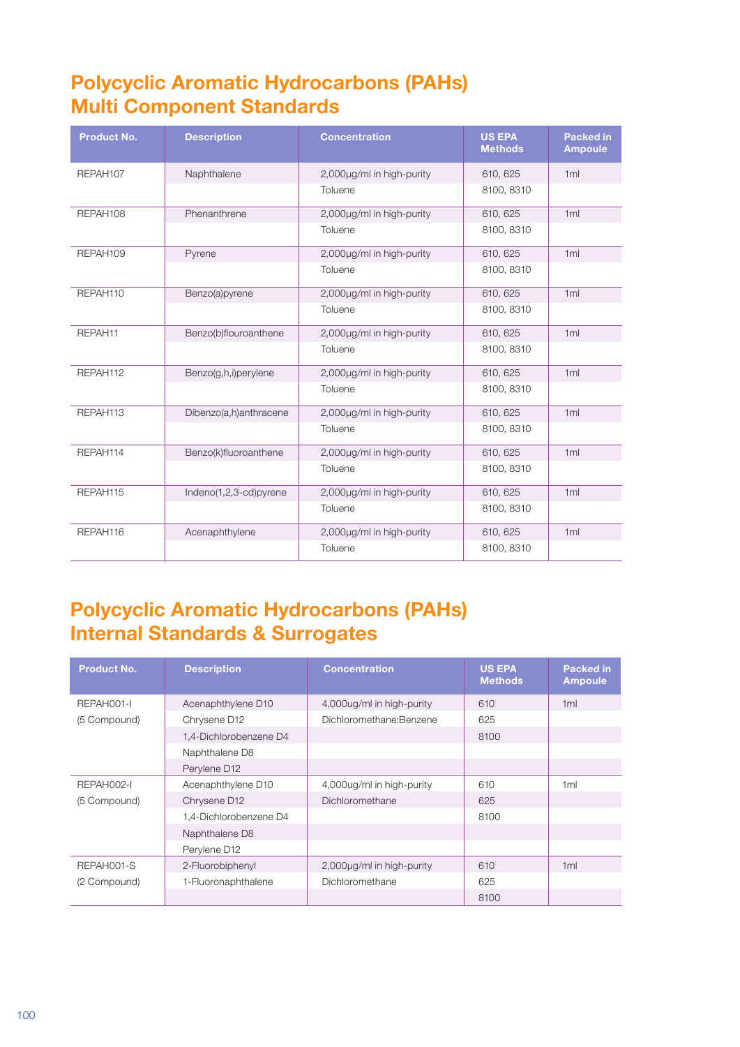# Polycyclic Aromatic Hydrocarbons (PAHs) Multi Component Standards

| Product No. | Description | Concentration | US EPA Methods | Packed in Ampoule |
|---|---|---|---|---|
| REPAH107 | Naphthalene | 2,000µg/ml in high-purity Toluene | 610, 625 8100, 8310 | 1ml |
| REPAH108 | Phenanthrene | 2,000µg/ml in high-purity Toluene | 610, 625 8100, 8310 | 1ml |
| REPAH109 | Pyrene | 2,000µg/ml in high-purity Toluene | 610, 625 8100, 8310 | 1ml |
| REPAH110 | Benzo(a)pyrene | 2,000µg/ml in high-purity Toluene | 610, 625 8100, 8310 | 1ml |
| REPAH11 | Benzo(b)flouroanthene | 2,000µg/ml in high-purity Toluene | 610, 625 8100, 8310 | 1ml |
| REPAH112 | Benzo(g,h,i)perylene | 2,000µg/ml in high-purity Toluene | 610, 625 8100, 8310 | 1ml |
| REPAH113 | Dibenzo(a,h)anthracene | 2,000µg/ml in high-purity Toluene | 610, 625 8100, 8310 | 1ml |
| REPAH114 | Benzo(k)fluoroanthene | 2,000µg/ml in high-purity Toluene | 610, 625 8100, 8310 | 1ml |
| REPAH115 | Indeno(1,2,3-cd)pyrene | 2,000µg/ml in high-purity Toluene | 610, 625 8100, 8310 | 1ml |
| REPAH116 | Acenaphthylene | 2,000µg/ml in high-purity Toluene | 610, 625 8100, 8310 | 1ml |

# Polycyclic Aromatic Hydrocarbons (PAHs) Internal Standards & Surrogates

| Product No. | Description | Concentration | US EPA Methods | Packed in Ampoule |
|---|---|---|---|---|
| REPAH001-I (5 Compound) | Acenaphthylene D10 Chrysene D12 1,4-Dichlorobenzene D4 Naphthalene D8 Perylene D12 | 4,000ug/ml in high-purity Dichloromethane:Benzene | 610 625 8100 | 1ml |
| REPAH002-I (5 Compound) | Acenaphthylene D10 Chrysene D12 1,4-Dichlorobenzene D4 Naphthalene D8 Perylene D12 | 4,000ug/ml in high-purity Dichloromethane | 610 625 8100 | 1ml |
| REPAH001-S (2 Compound) | 2-Fluorobiphenyl 1-Fluoronaphthalene | 2,000µg/ml in high-purity Dichloromethane | 610 625 8100 | 1ml |